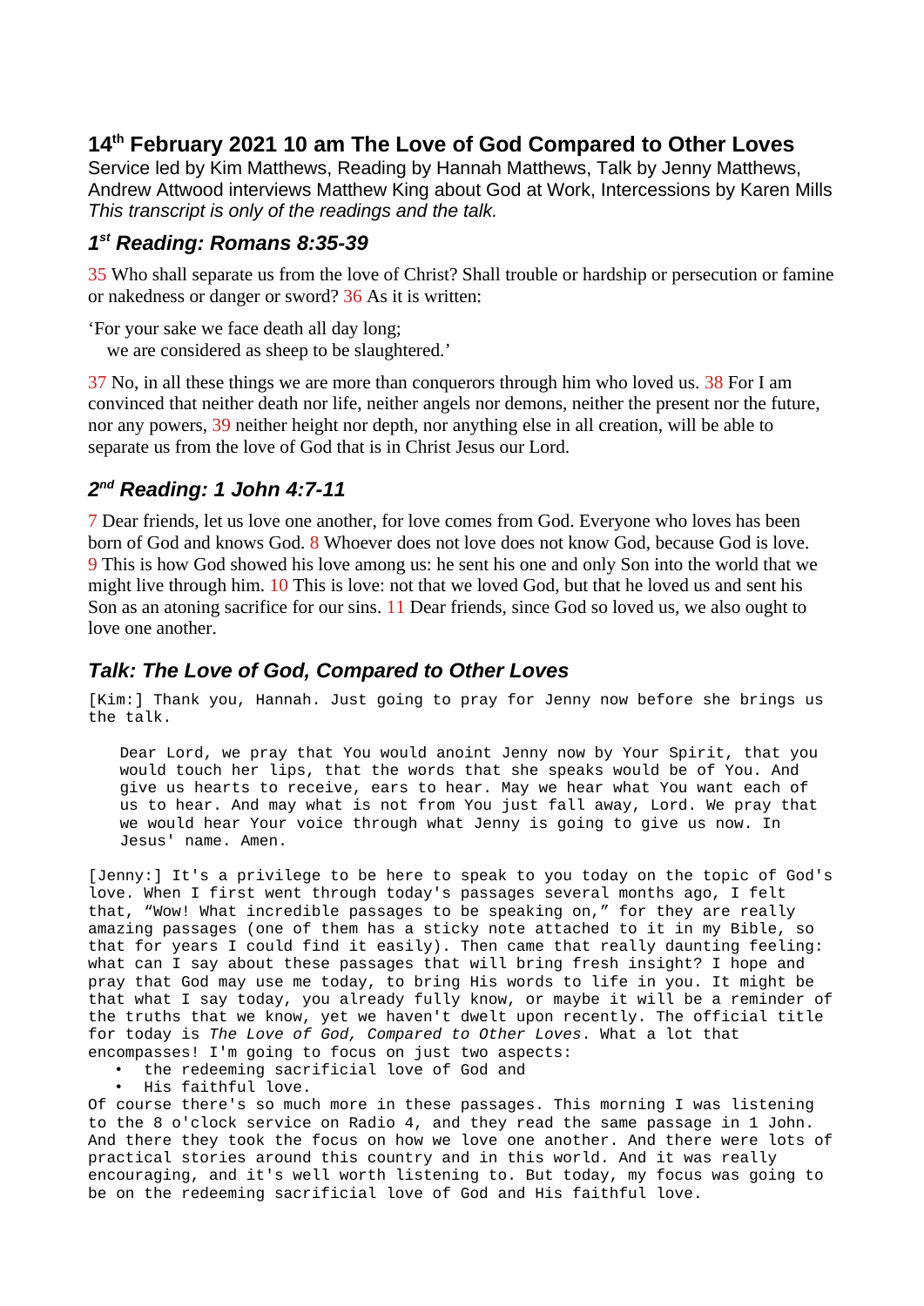## 14th February 2021 10 am The Love of God Compared to Other Loves

Service led by Kim Matthews, Reading by Hannah Matthews, Talk by Jenny Matthews, Andrew Attwood interviews Matthew King about God at Work, Intercessions by Karen Mills

*This transcript is only of the readings and the talk.*

### *1st Reading: Romans 8:35-39*

35 Who shall separate us from the love of Christ? Shall trouble or hardship or persecution or famine or nakedness or danger or sword? 36 As it is written:

'For your sake we face death all day long;
we are considered as sheep to be slaughtered.'

37 No, in all these things we are more than conquerors through him who loved us. 38 For I am convinced that neither death nor life, neither angels nor demons, neither the present nor the future, nor any powers, 39 neither height nor depth, nor anything else in all creation, will be able to separate us from the love of God that is in Christ Jesus our Lord.

### *2nd Reading: 1 John 4:7-11*

7 Dear friends, let us love one another, for love comes from God. Everyone who loves has been born of God and knows God. 8 Whoever does not love does not know God, because God is love. 9 This is how God showed his love among us: he sent his one and only Son into the world that we might live through him. 10 This is love: not that we loved God, but that he loved us and sent his Son as an atoning sacrifice for our sins. 11 Dear friends, since God so loved us, we also ought to love one another.

### *Talk: The Love of God, Compared to Other Loves*

[Kim:] Thank you, Hannah. Just going to pray for Jenny now before she brings us the talk.

> Dear Lord, we pray that You would anoint Jenny now by Your Spirit, that you would touch her lips, that the words that she speaks would be of You. And give us hearts to receive, ears to hear. May we hear what You want each of us to hear. And may what is not from You just fall away, Lord. We pray that we would hear Your voice through what Jenny is going to give us now. In Jesus' name. Amen.

[Jenny:] It's a privilege to be here to speak to you today on the topic of God's love. When I first went through today's passages several months ago, I felt that, "Wow! What incredible passages to be speaking on," for they are really amazing passages (one of them has a sticky note attached to it in my Bible, so that for years I could find it easily). Then came that really daunting feeling: what can I say about these passages that will bring fresh insight? I hope and pray that God may use me today, to bring His words to life in you. It might be that what I say today, you already fully know, or maybe it will be a reminder of the truths that we know, yet we haven't dwelt upon recently. The official title for today is *The Love of God, Compared to Other Loves*. What a lot that encompasses! I'm going to focus on just two aspects:

- the redeeming sacrificial love of God and
- His faithful love.

Of course there's so much more in these passages. This morning I was listening to the 8 o'clock service on Radio 4, and they read the same passage in 1 John. And there they took the focus on how we love one another. And there were lots of practical stories around this country and in this world. And it was really encouraging, and it's well worth listening to. But today, my focus was going to be on the redeeming sacrificial love of God and His faithful love.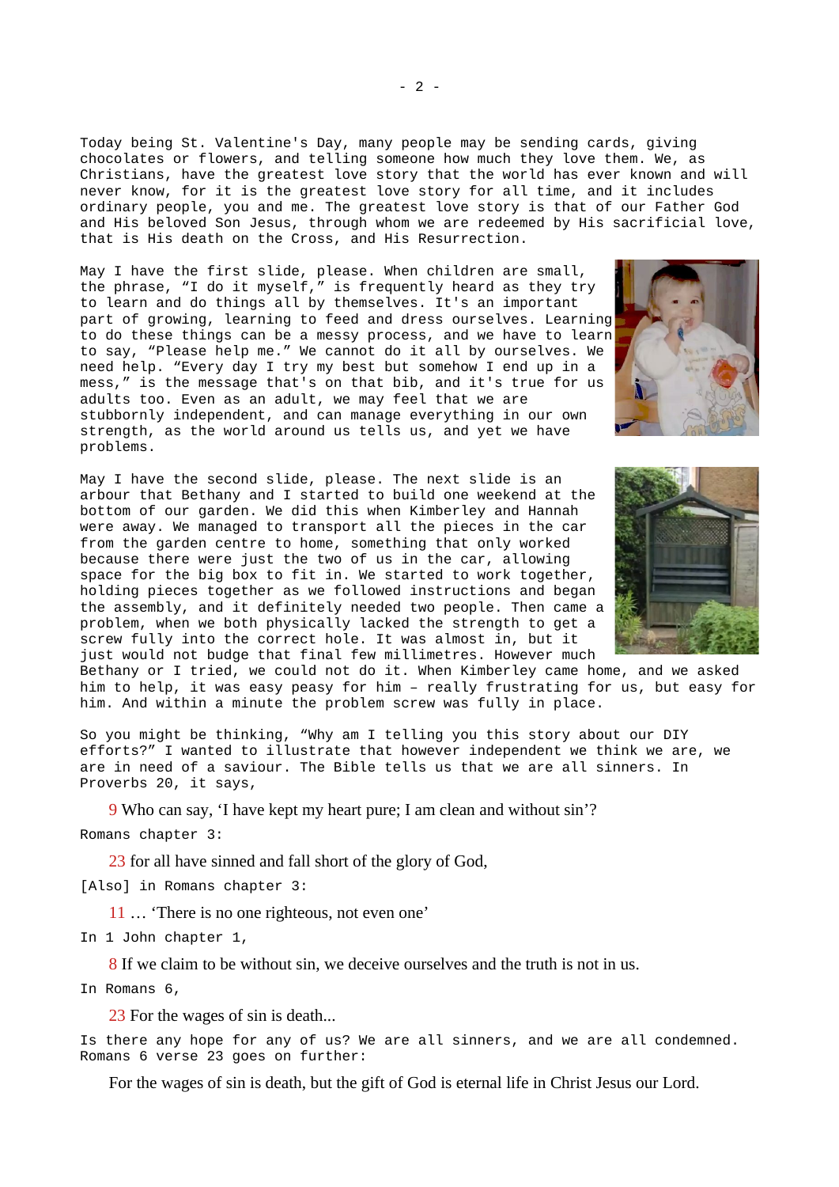Today being St. Valentine's Day, many people may be sending cards, giving chocolates or flowers, and telling someone how much they love them. We, as Christians, have the greatest love story that the world has ever known and will never know, for it is the greatest love story for all time, and it includes ordinary people, you and me. The greatest love story is that of our Father God and His beloved Son Jesus, through whom we are redeemed by His sacrificial love, that is His death on the Cross, and His Resurrection.

May I have the first slide, please. When children are small, the phrase, "I do it myself," is frequently heard as they try to learn and do things all by themselves. It's an important part of growing, learning to feed and dress ourselves. Learning to do these things can be a messy process, and we have to learn to say, "Please help me." We cannot do it all by ourselves. We need help. "Every day I try my best but somehow I end up in a mess," is the message that's on that bib, and it's true for us adults too. Even as an adult, we may feel that we are stubbornly independent, and can manage everything in our own strength, as the world around us tells us, and yet we have problems.

May I have the second slide, please. The next slide is an arbour that Bethany and I started to build one weekend at the bottom of our garden. We did this when Kimberley and Hannah were away. We managed to transport all the pieces in the car from the garden centre to home, something that only worked because there were just the two of us in the car, allowing space for the big box to fit in. We started to work together, holding pieces together as we followed instructions and began the assembly, and it definitely needed two people. Then came a problem, when we both physically lacked the strength to get a screw fully into the correct hole. It was almost in, but it just would not budge that final few millimetres. However much Bethany or I tried, we could not do it. When Kimberley came home, and we asked him to help, it was easy peasy for him – really frustrating for us, but easy for him. And within a minute the problem screw was fully in place.

So you might be thinking, "Why am I telling you this story about our DIY efforts?" I wanted to illustrate that however independent we think we are, we are in need of a saviour. The Bible tells us that we are all sinners. In Proverbs 20, it says,

> 9 Who can say, 'I have kept my heart pure; I am clean and without sin'?

Romans chapter 3:

> 23 for all have sinned and fall short of the glory of God,

[Also] in Romans chapter 3:

> 11 … 'There is no one righteous, not even one'

In 1 John chapter 1,

> 8 If we claim to be without sin, we deceive ourselves and the truth is not in us.

In Romans 6,

> 23 For the wages of sin is death...

Is there any hope for any of us? We are all sinners, and we are all condemned. Romans 6 verse 23 goes on further:

> For the wages of sin is death, but the gift of God is eternal life in Christ Jesus our Lord.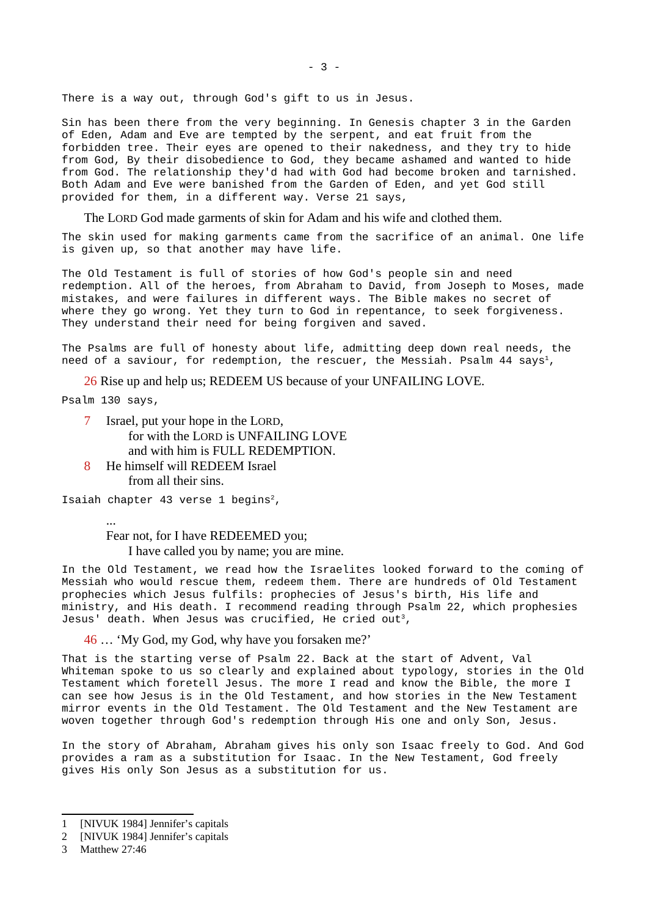There is a way out, through God's gift to us in Jesus.

Sin has been there from the very beginning. In Genesis chapter 3 in the Garden of Eden, Adam and Eve are tempted by the serpent, and eat fruit from the forbidden tree. Their eyes are opened to their nakedness, and they try to hide from God, By their disobedience to God, they became ashamed and wanted to hide from God. The relationship they'd had with God had become broken and tarnished. Both Adam and Eve were banished from the Garden of Eden, and yet God still provided for them, in a different way. Verse 21 says,

> The LORD God made garments of skin for Adam and his wife and clothed them.

The skin used for making garments came from the sacrifice of an animal. One life is given up, so that another may have life.

The Old Testament is full of stories of how God's people sin and need redemption. All of the heroes, from Abraham to David, from Joseph to Moses, made mistakes, and were failures in different ways. The Bible makes no secret of where they go wrong. Yet they turn to God in repentance, to seek forgiveness. They understand their need for being forgiven and saved.

The Psalms are full of honesty about life, admitting deep down real needs, the need of a saviour, for redemption, the rescuer, the Messiah. Psalm 44 says[1],

> 26 Rise up and help us; REDEEM US because of your UNFAILING LOVE.

Psalm 130 says,

> 7 Israel, put your hope in the LORD,
> for with the LORD is UNFAILING LOVE
> and with him is FULL REDEMPTION.
> 8 He himself will REDEEM Israel
> from all their sins.

Isaiah chapter 43 verse 1 begins[2],

> ...
> Fear not, for I have REDEEMED you;
> I have called you by name; you are mine.

In the Old Testament, we read how the Israelites looked forward to the coming of Messiah who would rescue them, redeem them. There are hundreds of Old Testament prophecies which Jesus fulfils: prophecies of Jesus's birth, His life and ministry, and His death. I recommend reading through Psalm 22, which prophesies Jesus' death. When Jesus was crucified, He cried out[3],

> 46 … 'My God, my God, why have you forsaken me?'

That is the starting verse of Psalm 22. Back at the start of Advent, Val Whiteman spoke to us so clearly and explained about typology, stories in the Old Testament which foretell Jesus. The more I read and know the Bible, the more I can see how Jesus is in the Old Testament, and how stories in the New Testament mirror events in the Old Testament. The Old Testament and the New Testament are woven together through God's redemption through His one and only Son, Jesus.

In the story of Abraham, Abraham gives his only son Isaac freely to God. And God provides a ram as a substitution for Isaac. In the New Testament, God freely gives His only Son Jesus as a substitution for us.

---

1 [NIVUK 1984] Jennifer's capitals

2 [NIVUK 1984] Jennifer's capitals

3 Matthew 27:46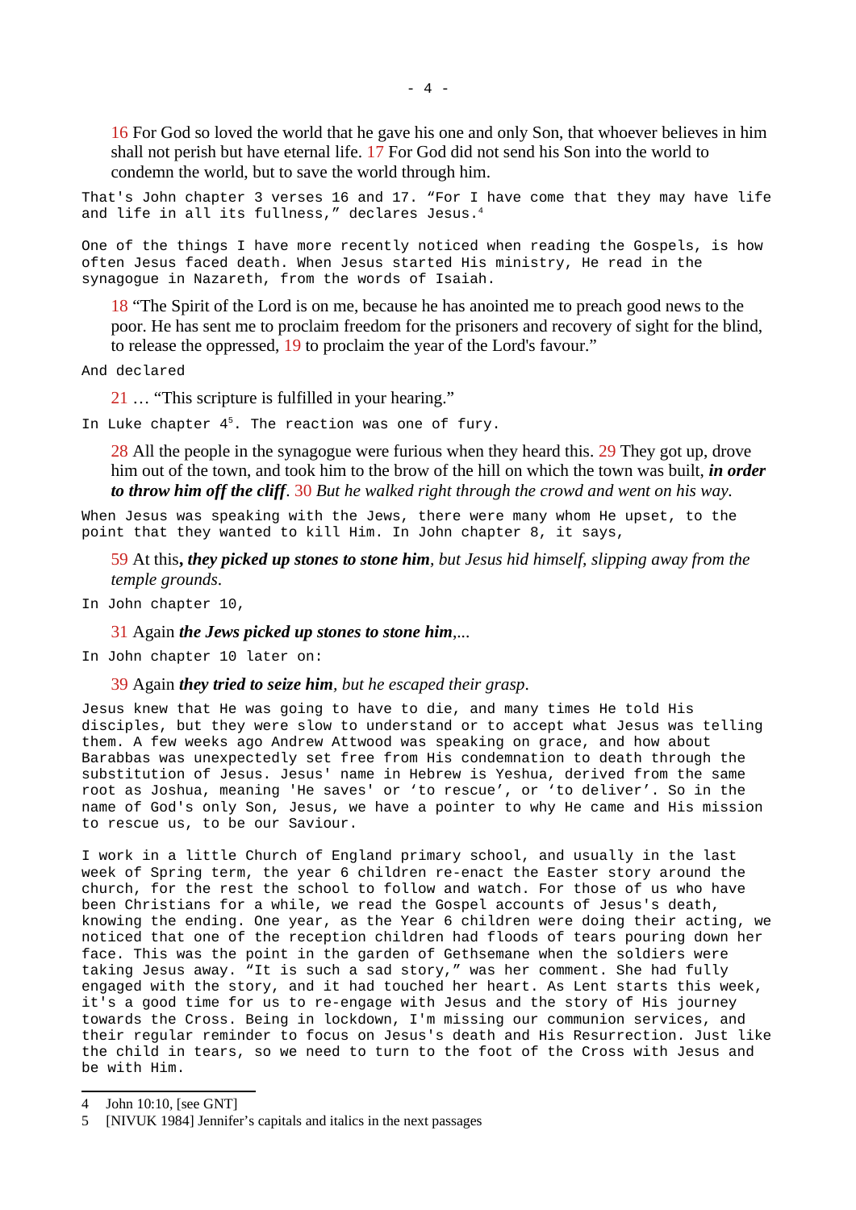16 For God so loved the world that he gave his one and only Son, that whoever believes in him shall not perish but have eternal life. 17 For God did not send his Son into the world to condemn the world, but to save the world through him.

That's John chapter 3 verses 16 and 17. “For I have come that they may have life and life in all its fullness,” declares Jesus.[4]

One of the things I have more recently noticed when reading the Gospels, is how often Jesus faced death. When Jesus started His ministry, He read in the synagogue in Nazareth, from the words of Isaiah.

18 “The Spirit of the Lord is on me, because he has anointed me to preach good news to the poor. He has sent me to proclaim freedom for the prisoners and recovery of sight for the blind, to release the oppressed, 19 to proclaim the year of the Lord's favour.”

And declared

21 … “This scripture is fulfilled in your hearing.”

In Luke chapter 4[5]. The reaction was one of fury.

28 All the people in the synagogue were furious when they heard this. 29 They got up, drove him out of the town, and took him to the brow of the hill on which the town was built, ***in order to throw him off the cliff***. 30 *But he walked right through the crowd and went on his way.*

When Jesus was speaking with the Jews, there were many whom He upset, to the point that they wanted to kill Him. In John chapter 8, it says,

59 At this***, they picked up stones to stone him****, but Jesus hid himself, slipping away from the temple grounds.*

In John chapter 10,

31 Again ***the Jews picked up stones to stone him****,...*

In John chapter 10 later on:

39 Again ***they tried to seize him****, but he escaped their grasp.*

Jesus knew that He was going to have to die, and many times He told His disciples, but they were slow to understand or to accept what Jesus was telling them. A few weeks ago Andrew Attwood was speaking on grace, and how about Barabbas was unexpectedly set free from His condemnation to death through the substitution of Jesus. Jesus' name in Hebrew is Yeshua, derived from the same root as Joshua, meaning 'He saves' or ‘to rescue’, or ‘to deliver’. So in the name of God's only Son, Jesus, we have a pointer to why He came and His mission to rescue us, to be our Saviour.

I work in a little Church of England primary school, and usually in the last week of Spring term, the year 6 children re-enact the Easter story around the church, for the rest the school to follow and watch. For those of us who have been Christians for a while, we read the Gospel accounts of Jesus's death, knowing the ending. One year, as the Year 6 children were doing their acting, we noticed that one of the reception children had floods of tears pouring down her face. This was the point in the garden of Gethsemane when the soldiers were taking Jesus away. “It is such a sad story,” was her comment. She had fully engaged with the story, and it had touched her heart. As Lent starts this week, it's a good time for us to re-engage with Jesus and the story of His journey towards the Cross. Being in lockdown, I'm missing our communion services, and their regular reminder to focus on Jesus's death and His Resurrection. Just like the child in tears, so we need to turn to the foot of the Cross with Jesus and be with Him.

---

4 John 10:10, [see GNT]

5 [NIVUK 1984] Jennifer’s capitals and italics in the next passages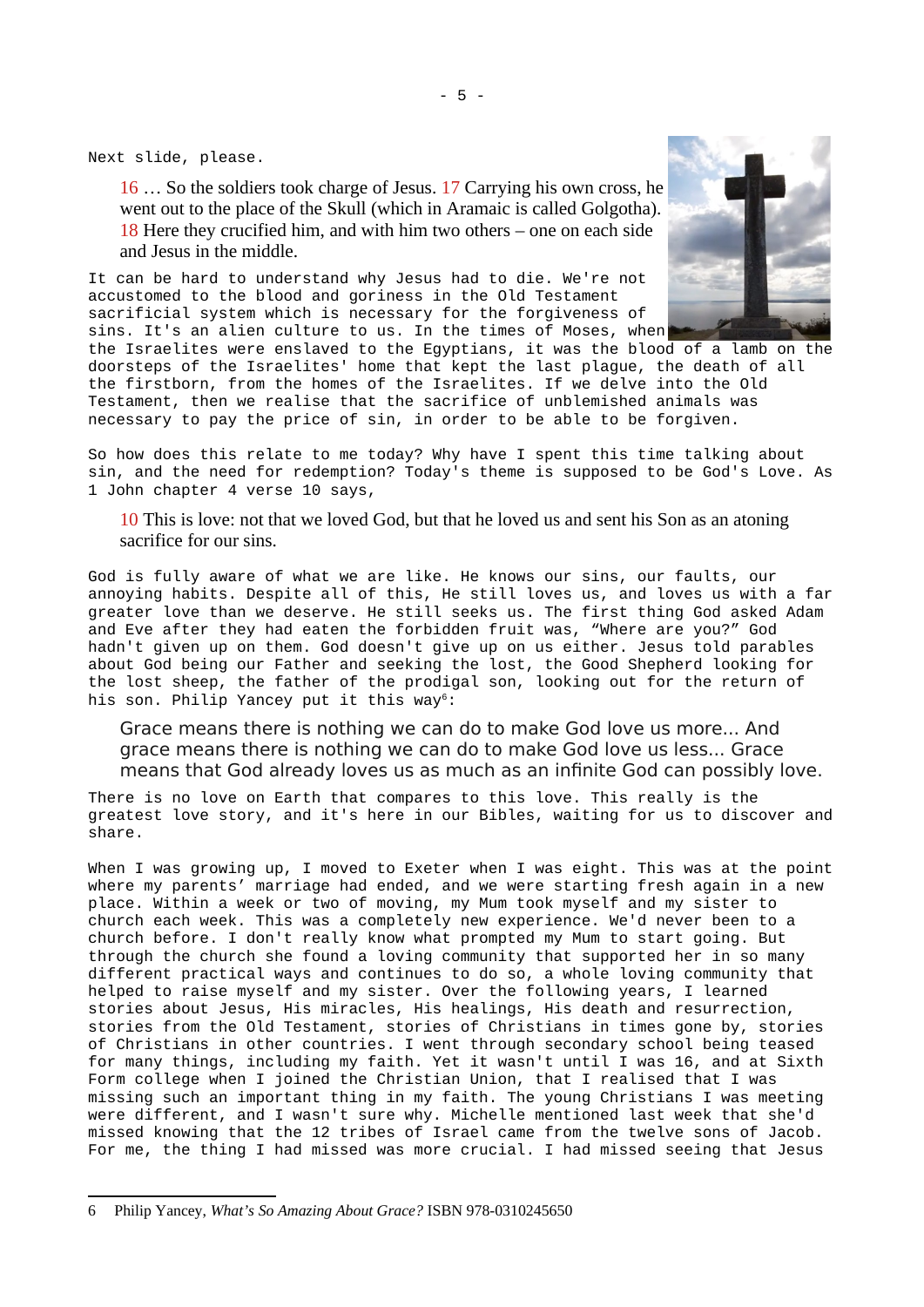Next slide, please.

> 16 … So the soldiers took charge of Jesus. 17 Carrying his own cross, he went out to the place of the Skull (which in Aramaic is called Golgotha). 18 Here they crucified him, and with him two others – one on each side and Jesus in the middle.

It can be hard to understand why Jesus had to die. We're not accustomed to the blood and goriness in the Old Testament sacrificial system which is necessary for the forgiveness of sins. It's an alien culture to us. In the times of Moses, when the Israelites were enslaved to the Egyptians, it was the blood of a lamb on the doorsteps of the Israelites' home that kept the last plague, the death of all the firstborn, from the homes of the Israelites. If we delve into the Old Testament, then we realise that the sacrifice of unblemished animals was necessary to pay the price of sin, in order to be able to be forgiven.

So how does this relate to me today? Why have I spent this time talking about sin, and the need for redemption? Today's theme is supposed to be God's Love. As 1 John chapter 4 verse 10 says,

> 10 This is love: not that we loved God, but that he loved us and sent his Son as an atoning sacrifice for our sins.

God is fully aware of what we are like. He knows our sins, our faults, our annoying habits. Despite all of this, He still loves us, and loves us with a far greater love than we deserve. He still seeks us. The first thing God asked Adam and Eve after they had eaten the forbidden fruit was, "Where are you?" God hadn't given up on them. God doesn't give up on us either. Jesus told parables about God being our Father and seeking the lost, the Good Shepherd looking for the lost sheep, the father of the prodigal son, looking out for the return of his son. Philip Yancey put it this way[6]:

> Grace means there is nothing we can do to make God love us more... And grace means there is nothing we can do to make God love us less... Grace means that God already loves us as much as an infinite God can possibly love.

There is no love on Earth that compares to this love. This really is the greatest love story, and it's here in our Bibles, waiting for us to discover and share.

When I was growing up, I moved to Exeter when I was eight. This was at the point where my parents' marriage had ended, and we were starting fresh again in a new place. Within a week or two of moving, my Mum took myself and my sister to church each week. This was a completely new experience. We'd never been to a church before. I don't really know what prompted my Mum to start going. But through the church she found a loving community that supported her in so many different practical ways and continues to do so, a whole loving community that helped to raise myself and my sister. Over the following years, I learned stories about Jesus, His miracles, His healings, His death and resurrection, stories from the Old Testament, stories of Christians in times gone by, stories of Christians in other countries. I went through secondary school being teased for many things, including my faith. Yet it wasn't until I was 16, and at Sixth Form college when I joined the Christian Union, that I realised that I was missing such an important thing in my faith. The young Christians I was meeting were different, and I wasn't sure why. Michelle mentioned last week that she'd missed knowing that the 12 tribes of Israel came from the twelve sons of Jacob. For me, the thing I had missed was more crucial. I had missed seeing that Jesus

---

6 Philip Yancey, *What's So Amazing About Grace?* ISBN 978-0310245650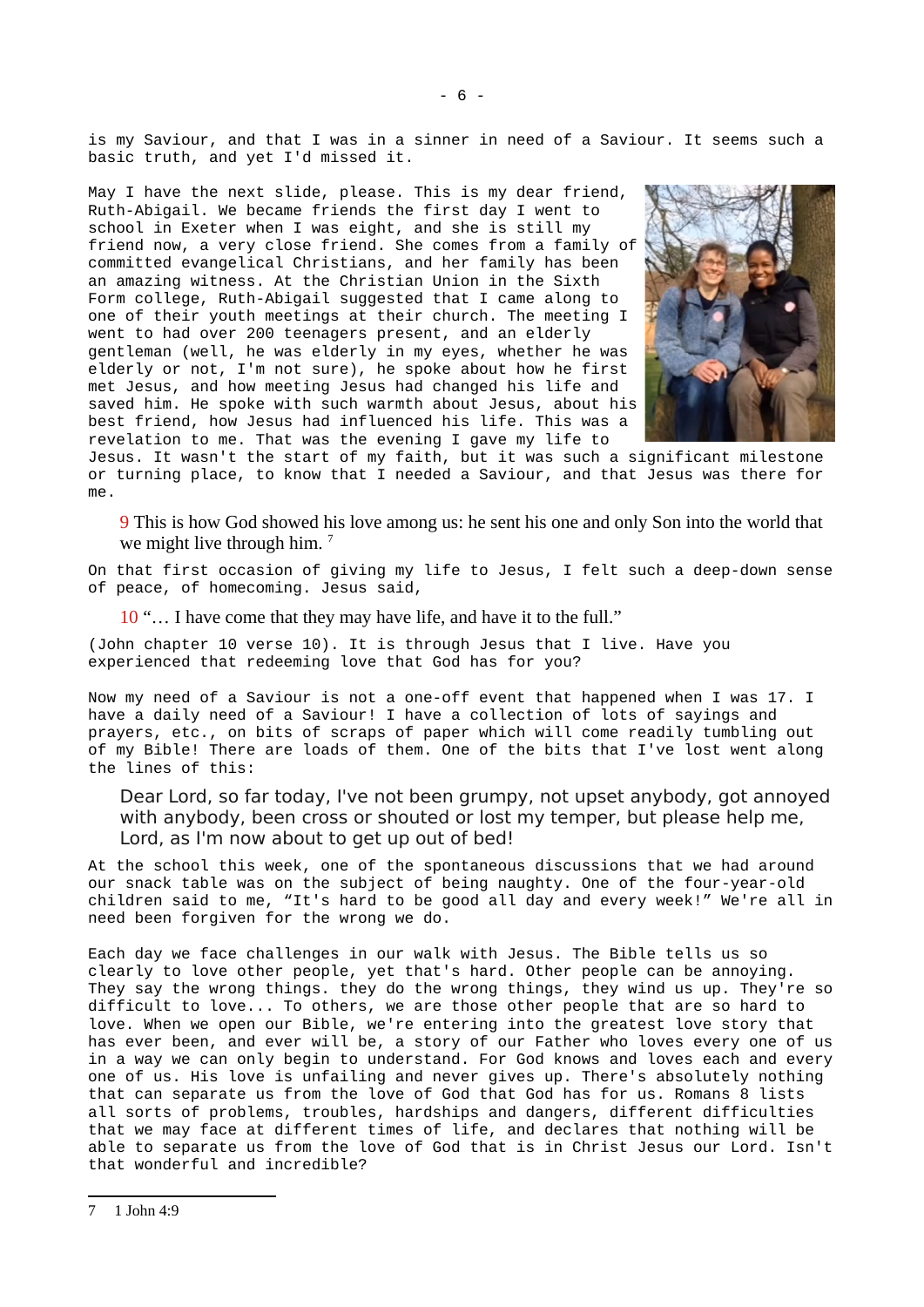is my Saviour, and that I was in a sinner in need of a Saviour. It seems such a basic truth, and yet I'd missed it.

May I have the next slide, please. This is my dear friend, Ruth-Abigail. We became friends the first day I went to school in Exeter when I was eight, and she is still my friend now, a very close friend. She comes from a family of committed evangelical Christians, and her family has been an amazing witness. At the Christian Union in the Sixth Form college, Ruth-Abigail suggested that I came along to one of their youth meetings at their church. The meeting I went to had over 200 teenagers present, and an elderly gentleman (well, he was elderly in my eyes, whether he was elderly or not, I'm not sure), he spoke about how he first met Jesus, and how meeting Jesus had changed his life and saved him. He spoke with such warmth about Jesus, about his best friend, how Jesus had influenced his life. This was a revelation to me. That was the evening I gave my life to Jesus. It wasn't the start of my faith, but it was such a significant milestone or turning place, to know that I needed a Saviour, and that Jesus was there for me.

> 9 This is how God showed his love among us: he sent his one and only Son into the world that we might live through him. [7]

On that first occasion of giving my life to Jesus, I felt such a deep-down sense of peace, of homecoming. Jesus said,

> 10 "… I have come that they may have life, and have it to the full."

(John chapter 10 verse 10). It is through Jesus that I live. Have you experienced that redeeming love that God has for you?

Now my need of a Saviour is not a one-off event that happened when I was 17. I have a daily need of a Saviour! I have a collection of lots of sayings and prayers, etc., on bits of scraps of paper which will come readily tumbling out of my Bible! There are loads of them. One of the bits that I've lost went along the lines of this:

> Dear Lord, so far today, I've not been grumpy, not upset anybody, got annoyed with anybody, been cross or shouted or lost my temper, but please help me, Lord, as I'm now about to get up out of bed!

At the school this week, one of the spontaneous discussions that we had around our snack table was on the subject of being naughty. One of the four-year-old children said to me, "It's hard to be good all day and every week!" We're all in need been forgiven for the wrong we do.

Each day we face challenges in our walk with Jesus. The Bible tells us so clearly to love other people, yet that's hard. Other people can be annoying. They say the wrong things. they do the wrong things, they wind us up. They're so difficult to love... To others, we are those other people that are so hard to love. When we open our Bible, we're entering into the greatest love story that has ever been, and ever will be, a story of our Father who loves every one of us in a way we can only begin to understand. For God knows and loves each and every one of us. His love is unfailing and never gives up. There's absolutely nothing that can separate us from the love of God that God has for us. Romans 8 lists all sorts of problems, troubles, hardships and dangers, different difficulties that we may face at different times of life, and declares that nothing will be able to separate us from the love of God that is in Christ Jesus our Lord. Isn't that wonderful and incredible?

---

7 1 John 4:9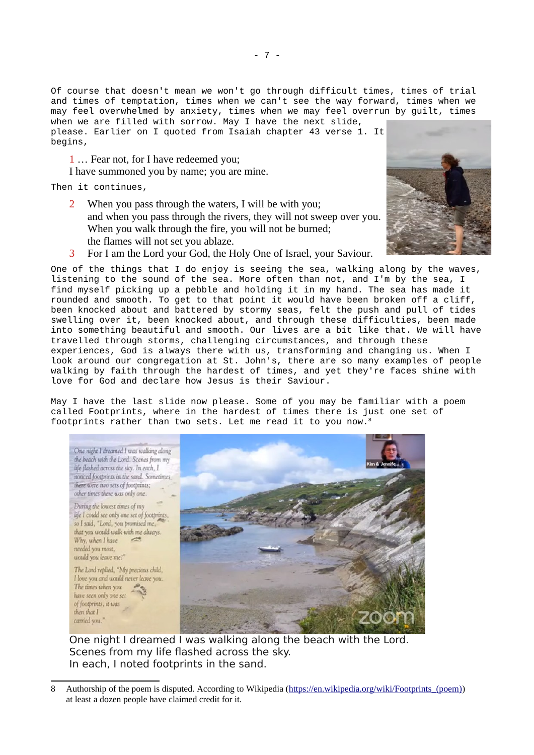Of course that doesn't mean we won't go through difficult times, times of trial and times of temptation, times when we can't see the way forward, times when we may feel overwhelmed by anxiety, times when we may feel overrun by guilt, times when we are filled with sorrow. May I have the next slide, please. Earlier on I quoted from Isaiah chapter 43 verse 1. It begins,

> 1 … Fear not, for I have redeemed you;
> I have summoned you by name; you are mine.

Then it continues,

> 2 When you pass through the waters, I will be with you;
> and when you pass through the rivers, they will not sweep over you.
> When you walk through the fire, you will not be burned;
> the flames will not set you ablaze.
>
> 3 For I am the Lord your God, the Holy One of Israel, your Saviour.

One of the things that I do enjoy is seeing the sea, walking along by the waves, listening to the sound of the sea. More often than not, and I'm by the sea, I find myself picking up a pebble and holding it in my hand. The sea has made it rounded and smooth. To get to that point it would have been broken off a cliff, been knocked about and battered by stormy seas, felt the push and pull of tides swelling over it, been knocked about, and through these difficulties, been made into something beautiful and smooth. Our lives are a bit like that. We will have travelled through storms, challenging circumstances, and through these experiences, God is always there with us, transforming and changing us. When I look around our congregation at St. John's, there are so many examples of people walking by faith through the hardest of times, and yet they're faces shine with love for God and declare how Jesus is their Saviour.

May I have the last slide now please. Some of you may be familiar with a poem called Footprints, where in the hardest of times there is just one set of footprints rather than two sets. Let me read it to you now.[8]

> One night I dreamed I was walking along the beach with the Lord.
> Scenes from my life flashed across the sky.
> In each, I noted footprints in the sand.

8 Authorship of the poem is disputed. According to Wikipedia (https://en.wikipedia.org/wiki/Footprints_(poem)) at least a dozen people have claimed credit for it.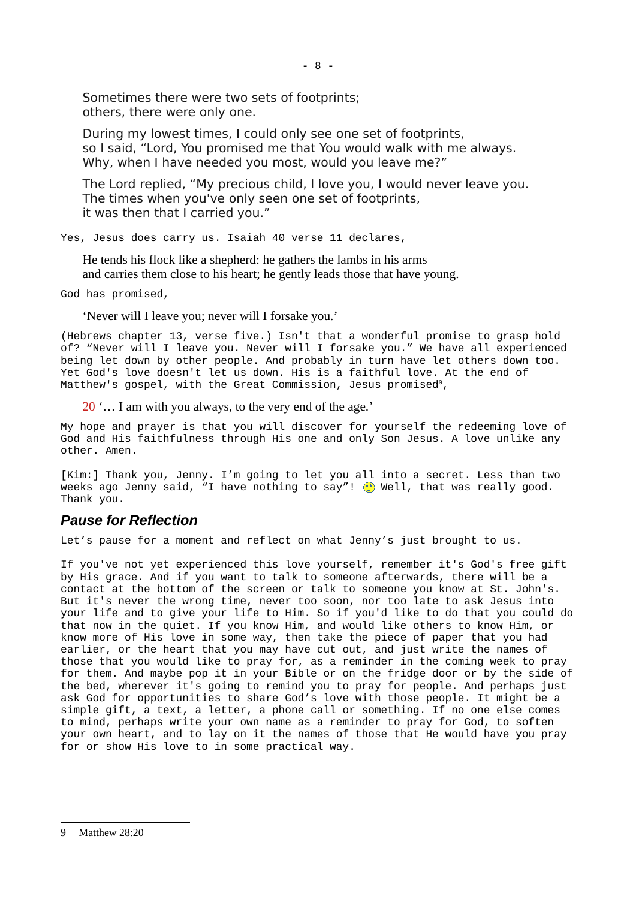Sometimes there were two sets of footprints;
others, there were only one.

During my lowest times, I could only see one set of footprints,
so I said, “Lord, You promised me that You would walk with me always.
Why, when I have needed you most, would you leave me?”

The Lord replied, “My precious child, I love you, I would never leave you.
The times when you've only seen one set of footprints,
it was then that I carried you.”

Yes, Jesus does carry us. Isaiah 40 verse 11 declares,

> He tends his flock like a shepherd: he gathers the lambs in his arms
> and carries them close to his heart; he gently leads those that have young.

God has promised,

> ‘Never will I leave you; never will I forsake you.’

(Hebrews chapter 13, verse five.) Isn't that a wonderful promise to grasp hold of? “Never will I leave you. Never will I forsake you.” We have all experienced being let down by other people. And probably in turn have let others down too. Yet God's love doesn't let us down. His is a faithful love. At the end of Matthew's gospel, with the Great Commission, Jesus promised[9],

> 20 ‘… I am with you always, to the very end of the age.’

My hope and prayer is that you will discover for yourself the redeeming love of God and His faithfulness through His one and only Son Jesus. A love unlike any other. Amen.

[Kim:] Thank you, Jenny. I’m going to let you all into a secret. Less than two weeks ago Jenny said, “I have nothing to say”! ☺ Well, that was really good. Thank you.

## *Pause for Reflection*

Let’s pause for a moment and reflect on what Jenny’s just brought to us.

If you've not yet experienced this love yourself, remember it's God's free gift by His grace. And if you want to talk to someone afterwards, there will be a contact at the bottom of the screen or talk to someone you know at St. John's. But it's never the wrong time, never too soon, nor too late to ask Jesus into your life and to give your life to Him. So if you'd like to do that you could do that now in the quiet. If you know Him, and would like others to know Him, or know more of His love in some way, then take the piece of paper that you had earlier, or the heart that you may have cut out, and just write the names of those that you would like to pray for, as a reminder in the coming week to pray for them. And maybe pop it in your Bible or on the fridge door or by the side of the bed, wherever it's going to remind you to pray for people. And perhaps just ask God for opportunities to share God’s love with those people. It might be a simple gift, a text, a letter, a phone call or something. If no one else comes to mind, perhaps write your own name as a reminder to pray for God, to soften your own heart, and to lay on it the names of those that He would have you pray for or show His love to in some practical way.

---

9 Matthew 28:20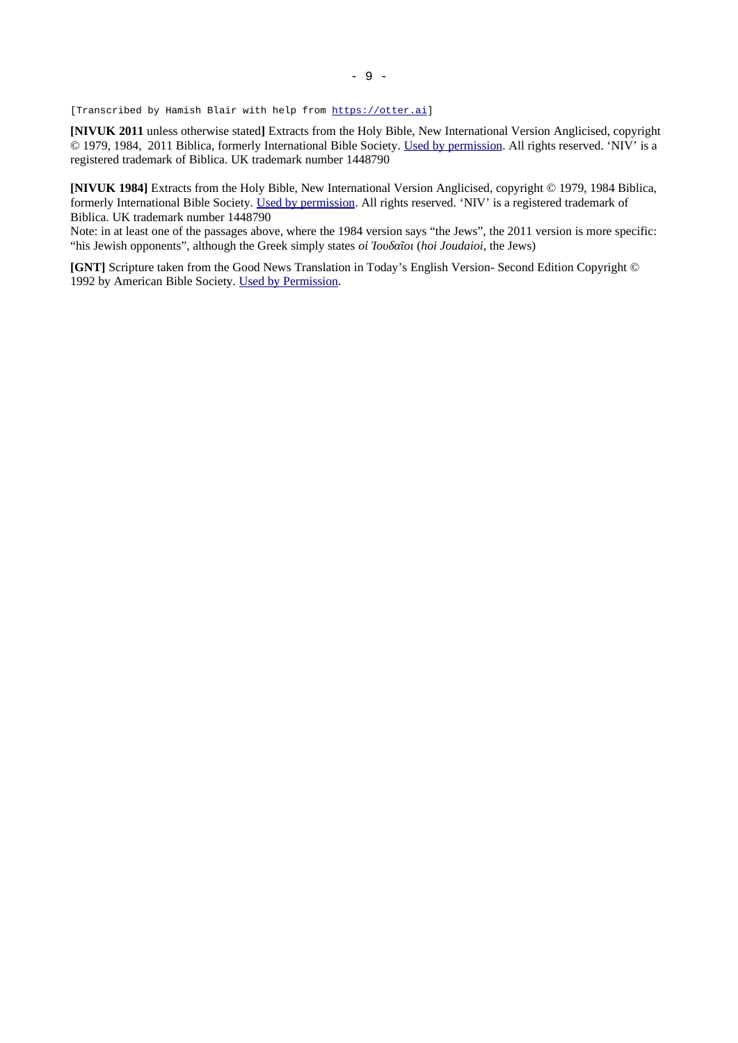[Transcribed by Hamish Blair with help from https://otter.ai]

**[NIVUK 2011** unless otherwise stated**]** Extracts from the Holy Bible, New International Version Anglicised, copyright © 1979, 1984, 2011 Biblica, formerly International Bible Society. Used by permission. All rights reserved. 'NIV' is a registered trademark of Biblica. UK trademark number 1448790

**[NIVUK 1984]** Extracts from the Holy Bible, New International Version Anglicised, copyright © 1979, 1984 Biblica, formerly International Bible Society. Used by permission. All rights reserved. 'NIV' is a registered trademark of Biblica. UK trademark number 1448790

Note: in at least one of the passages above, where the 1984 version says "the Jews", the 2011 version is more specific: "his Jewish opponents", although the Greek simply states *οἱ Ἰουδαῖοι* (*hoi Joudaioi*, the Jews)

**[GNT]** Scripture taken from the Good News Translation in Today's English Version- Second Edition Copyright © 1992 by American Bible Society. Used by Permission.